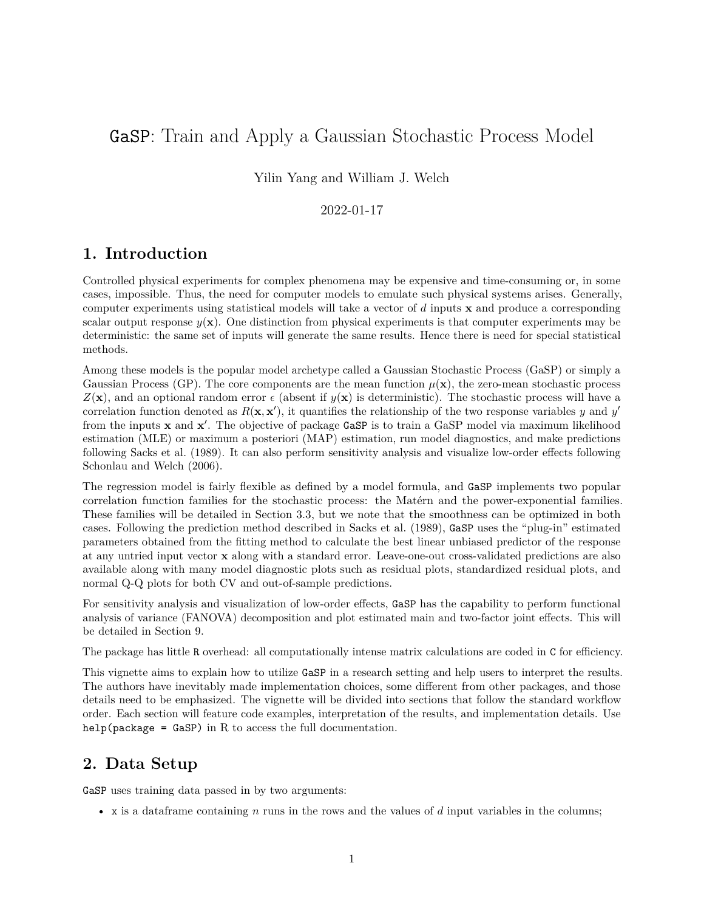# `GaSP`: Train and Apply a Gaussian Stochastic Process Model

Yilin Yang and William J. Welch

2022-01-17

## 1. Introduction

Controlled physical experiments for complex phenomena may be expensive and time-consuming or, in some cases, impossible. Thus, the need for computer models to emulate such physical systems arises. Generally, computer experiments using statistical models will take a vector of $d$ inputs $\mathbf{x}$ and produce a corresponding scalar output response $y(\mathbf{x})$. One distinction from physical experiments is that computer experiments may be deterministic: the same set of inputs will generate the same results. Hence there is need for special statistical methods.

Among these models is the popular model archetype called a Gaussian Stochastic Process (GaSP) or simply a Gaussian Process (GP). The core components are the mean function $\mu(\mathbf{x})$, the zero-mean stochastic process $Z(\mathbf{x})$, and an optional random error $\epsilon$ (absent if $y(\mathbf{x})$ is deterministic). The stochastic process will have a correlation function denoted as $R(\mathbf{x}, \mathbf{x}')$, it quantifies the relationship of the two response variables $y$ and $y'$ from the inputs $\mathbf{x}$ and $\mathbf{x}'$. The objective of package `GaSP` is to train a GaSP model via maximum likelihood estimation (MLE) or maximum a posteriori (MAP) estimation, run model diagnostics, and make predictions following Sacks et al. (1989). It can also perform sensitivity analysis and visualize low-order effects following Schonlau and Welch (2006).

The regression model is fairly flexible as defined by a model formula, and `GaSP` implements two popular correlation function families for the stochastic process: the Matérn and the power-exponential families. These families will be detailed in Section 3.3, but we note that the smoothness can be optimized in both cases. Following the prediction method described in Sacks et al. (1989), `GaSP` uses the "plug-in" estimated parameters obtained from the fitting method to calculate the best linear unbiased predictor of the response at any untried input vector $\mathbf{x}$ along with a standard error. Leave-one-out cross-validated predictions are also available along with many model diagnostic plots such as residual plots, standardized residual plots, and normal Q-Q plots for both CV and out-of-sample predictions.

For sensitivity analysis and visualization of low-order effects, `GaSP` has the capability to perform functional analysis of variance (FANOVA) decomposition and plot estimated main and two-factor joint effects. This will be detailed in Section 9.

The package has little `R` overhead: all computationally intense matrix calculations are coded in `C` for efficiency.

This vignette aims to explain how to utilize `GaSP` in a research setting and help users to interpret the results. The authors have inevitably made implementation choices, some different from other packages, and those details need to be emphasized. The vignette will be divided into sections that follow the standard workflow order. Each section will feature code examples, interpretation of the results, and implementation details. Use `help(package = GaSP)` in R to access the full documentation.

## 2. Data Setup

`GaSP` uses training data passed in by two arguments:

- `x` is a dataframe containing $n$ runs in the rows and the values of $d$ input variables in the columns;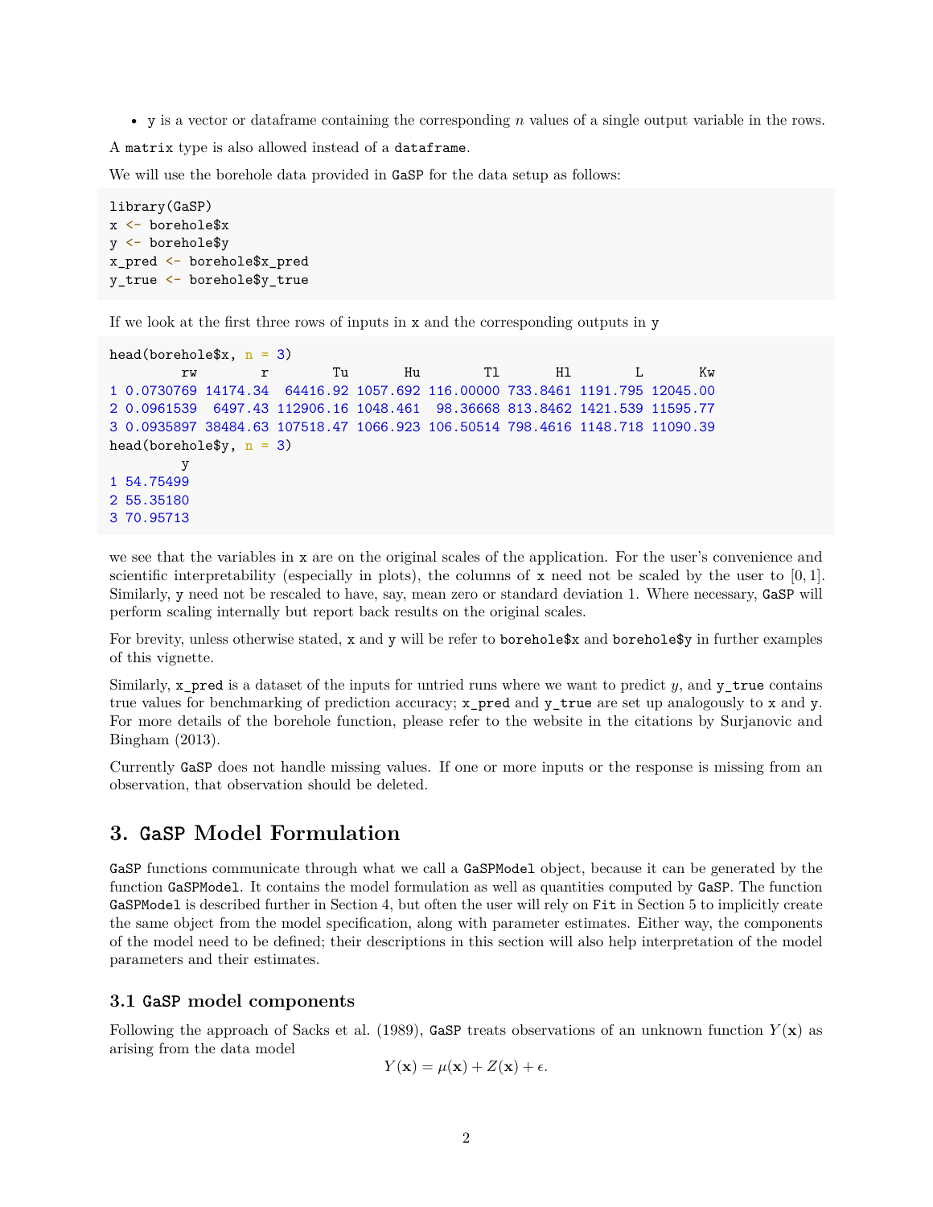- `y` is a vector or dataframe containing the corresponding $n$ values of a single output variable in the rows.

A `matrix` type is also allowed instead of a `dataframe`.

We will use the borehole data provided in `GaSP` for the data setup as follows:

```
library(GaSP)
x <- borehole$x
y <- borehole$y
x_pred <- borehole$x_pred
y_true <- borehole$y_true
```

If we look at the first three rows of inputs in `x` and the corresponding outputs in `y`

```
head(borehole$x, n = 3)
         rw        r        Tu       Hu        Tl       Hl        L       Kw
1 0.0730769 14174.34  64416.92 1057.692 116.00000 733.8461 1191.795 12045.00
2 0.0961539  6497.43 112906.16 1048.461  98.36668 813.8462 1421.539 11595.77
3 0.0935897 38484.63 107518.47 1066.923 106.50514 798.4616 1148.718 11090.39
head(borehole$y, n = 3)
         y
1 54.75499
2 55.35180
3 70.95713
```

we see that the variables in `x` are on the original scales of the application. For the user's convenience and scientific interpretability (especially in plots), the columns of `x` need not be scaled by the user to $[0, 1]$. Similarly, `y` need not be rescaled to have, say, mean zero or standard deviation 1. Where necessary, `GaSP` will perform scaling internally but report back results on the original scales.

For brevity, unless otherwise stated, `x` and `y` will be refer to `borehole$x` and `borehole$y` in further examples of this vignette.

Similarly, `x_pred` is a dataset of the inputs for untried runs where we want to predict $y$, and `y_true` contains true values for benchmarking of prediction accuracy; `x_pred` and `y_true` are set up analogously to `x` and `y`. For more details of the borehole function, please refer to the website in the citations by Surjanovic and Bingham (2013).

Currently `GaSP` does not handle missing values. If one or more inputs or the response is missing from an observation, that observation should be deleted.

## 3. `GaSP` Model Formulation

`GaSP` functions communicate through what we call a `GaSPModel` object, because it can be generated by the function `GaSPModel`. It contains the model formulation as well as quantities computed by `GaSP`. The function `GaSPModel` is described further in Section 4, but often the user will rely on `Fit` in Section 5 to implicitly create the same object from the model specification, along with parameter estimates. Either way, the components of the model need to be defined; their descriptions in this section will also help interpretation of the model parameters and their estimates.

### 3.1 `GaSP` model components

Following the approach of Sacks et al. (1989), `GaSP` treats observations of an unknown function $Y(\mathbf{x})$ as arising from the data model

$$Y(\mathbf{x}) = \mu(\mathbf{x}) + Z(\mathbf{x}) + \epsilon.$$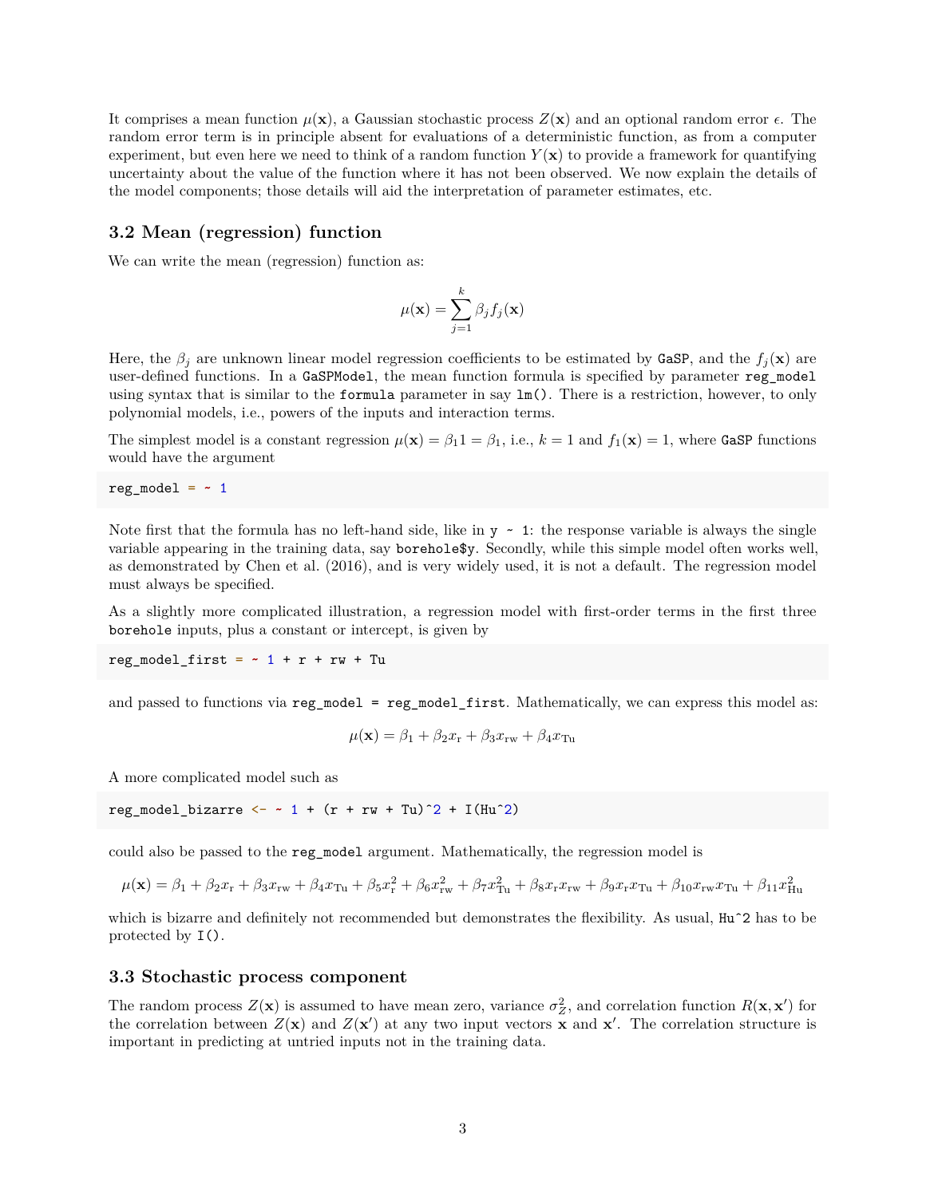It comprises a mean function $\mu(\mathbf{x})$, a Gaussian stochastic process $Z(\mathbf{x})$ and an optional random error $\epsilon$. The random error term is in principle absent for evaluations of a deterministic function, as from a computer experiment, but even here we need to think of a random function $Y(\mathbf{x})$ to provide a framework for quantifying uncertainty about the value of the function where it has not been observed. We now explain the details of the model components; those details will aid the interpretation of parameter estimates, etc.

## 3.2 Mean (regression) function

We can write the mean (regression) function as:

$$\mu(\mathbf{x}) = \sum_{j=1}^{k} \beta_j f_j(\mathbf{x})$$

Here, the $\beta_j$ are unknown linear model regression coefficients to be estimated by `GaSP`, and the $f_j(\mathbf{x})$ are user-defined functions. In a `GaSPModel`, the mean function formula is specified by parameter `reg_model` using syntax that is similar to the `formula` parameter in say `lm()`. There is a restriction, however, to only polynomial models, i.e., powers of the inputs and interaction terms.

The simplest model is a constant regression $\mu(\mathbf{x}) = \beta_1 1 = \beta_1$, i.e., $k = 1$ and $f_1(\mathbf{x}) = 1$, where `GaSP` functions would have the argument

```
reg_model = ~ 1
```

Note first that the formula has no left-hand side, like in `y ~ 1`: the response variable is always the single variable appearing in the training data, say `borehole$y`. Secondly, while this simple model often works well, as demonstrated by Chen et al. (2016), and is very widely used, it is not a default. The regression model must always be specified.

As a slightly more complicated illustration, a regression model with first-order terms in the first three `borehole` inputs, plus a constant or intercept, is given by

```
reg_model_first = ~ 1 + r + rw + Tu
```

and passed to functions via `reg_model = reg_model_first`. Mathematically, we can express this model as:

$$\mu(\mathbf{x}) = \beta_1 + \beta_2 x_{\mathrm{r}} + \beta_3 x_{\mathrm{rw}} + \beta_4 x_{\mathrm{Tu}}$$

A more complicated model such as

```
reg_model_bizarre <- ~ 1 + (r + rw + Tu)^2 + I(Hu^2)
```

could also be passed to the `reg_model` argument. Mathematically, the regression model is

$$\mu(\mathbf{x}) = \beta_1 + \beta_2 x_{\mathrm{r}} + \beta_3 x_{\mathrm{rw}} + \beta_4 x_{\mathrm{Tu}} + \beta_5 x_{\mathrm{r}}^2 + \beta_6 x_{\mathrm{rw}}^2 + \beta_7 x_{\mathrm{Tu}}^2 + \beta_8 x_{\mathrm{r}} x_{\mathrm{rw}} + \beta_9 x_{\mathrm{r}} x_{\mathrm{Tu}} + \beta_{10} x_{\mathrm{rw}} x_{\mathrm{Tu}} + \beta_{11} x_{\mathrm{Hu}}^2$$

which is bizarre and definitely not recommended but demonstrates the flexibility. As usual, `Hu^2` has to be protected by `I()`.

## 3.3 Stochastic process component

The random process $Z(\mathbf{x})$ is assumed to have mean zero, variance $\sigma_Z^2$, and correlation function $R(\mathbf{x}, \mathbf{x}')$ for the correlation between $Z(\mathbf{x})$ and $Z(\mathbf{x}')$ at any two input vectors $\mathbf{x}$ and $\mathbf{x}'$. The correlation structure is important in predicting at untried inputs not in the training data.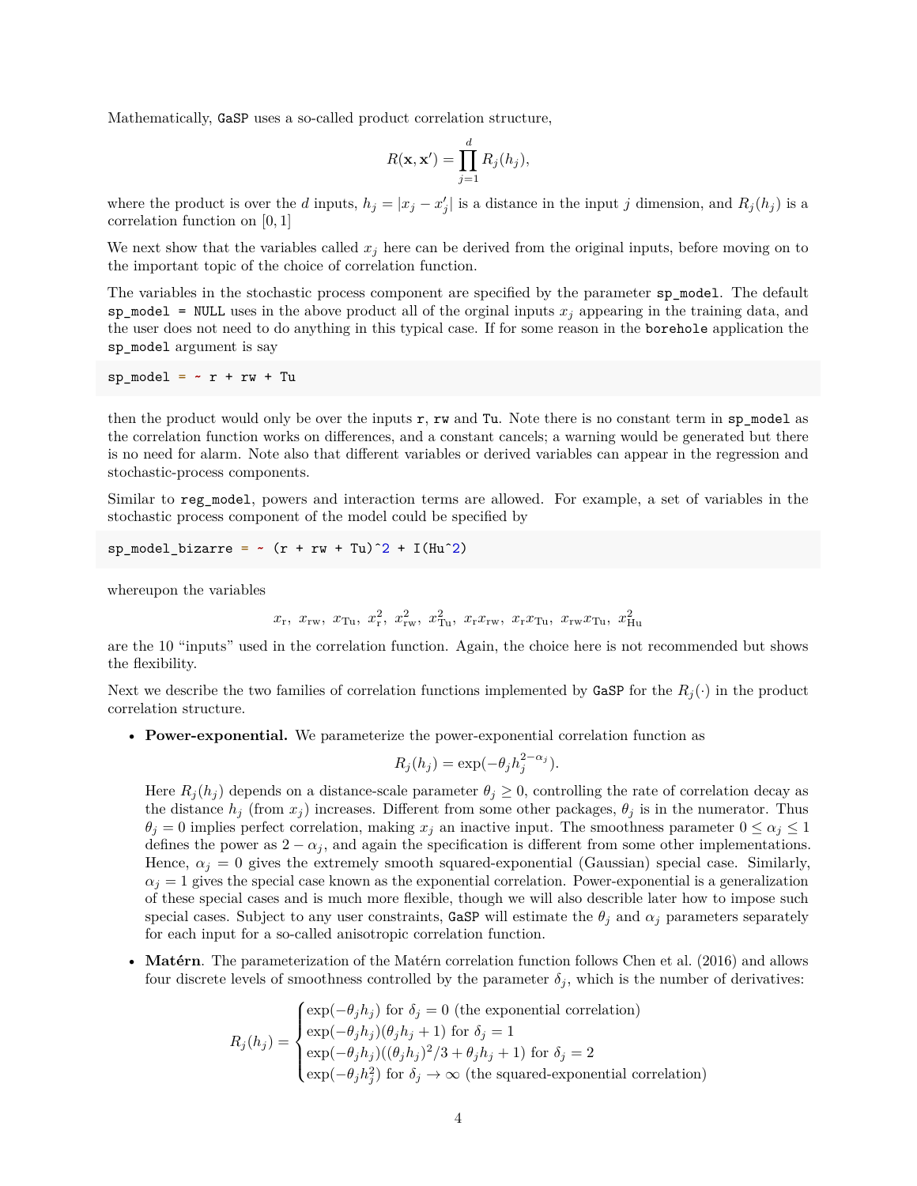Mathematically, `GaSP` uses a so-called product correlation structure,

$$R(\mathbf{x}, \mathbf{x}') = \prod_{j=1}^{d} R_j(h_j),$$

where the product is over the $d$ inputs, $h_j = |x_j - x'_j|$ is a distance in the input $j$ dimension, and $R_j(h_j)$ is a correlation function on $[0, 1]$

We next show that the variables called $x_j$ here can be derived from the original inputs, before moving on to the important topic of the choice of correlation function.

The variables in the stochastic process component are specified by the parameter `sp_model`. The default `sp_model = NULL` uses in the above product all of the orginal inputs $x_j$ appearing in the training data, and the user does not need to do anything in this typical case. If for some reason in the `borehole` application the `sp_model` argument is say

```
sp_model = ~ r + rw + Tu
```

then the product would only be over the inputs `r`, `rw` and `Tu`. Note there is no constant term in `sp_model` as the correlation function works on differences, and a constant cancels; a warning would be generated but there is no need for alarm. Note also that different variables or derived variables can appear in the regression and stochastic-process components.

Similar to `reg_model`, powers and interaction terms are allowed. For example, a set of variables in the stochastic process component of the model could be specified by

```
sp_model_bizarre = ~ (r + rw + Tu)^2 + I(Hu^2)
```

whereupon the variables

$$x_{\text{r}},\ x_{\text{rw}},\ x_{\text{Tu}},\ x_{\text{r}}^2,\ x_{\text{rw}}^2,\ x_{\text{Tu}}^2,\ x_{\text{r}}x_{\text{rw}},\ x_{\text{r}}x_{\text{Tu}},\ x_{\text{rw}}x_{\text{Tu}},\ x_{\text{Hu}}^2$$

are the 10 "inputs" used in the correlation function. Again, the choice here is not recommended but shows the flexibility.

Next we describe the two families of correlation functions implemented by `GaSP` for the $R_j(\cdot)$ in the product correlation structure.

- **Power-exponential.** We parameterize the power-exponential correlation function as

  $$R_j(h_j) = \exp(-\theta_j h_j^{2-\alpha_j}).$$

  Here $R_j(h_j)$ depends on a distance-scale parameter $\theta_j \geq 0$, controlling the rate of correlation decay as the distance $h_j$ (from $x_j$) increases. Different from some other packages, $\theta_j$ is in the numerator. Thus $\theta_j = 0$ implies perfect correlation, making $x_j$ an inactive input. The smoothness parameter $0 \leq \alpha_j \leq 1$ defines the power as $2 - \alpha_j$, and again the specification is different from some other implementations. Hence, $\alpha_j = 0$ gives the extremely smooth squared-exponential (Gaussian) special case. Similarly, $\alpha_j = 1$ gives the special case known as the exponential correlation. Power-exponential is a generalization of these special cases and is much more flexible, though we will also describe later how to impose such special cases. Subject to any user constraints, `GaSP` will estimate the $\theta_j$ and $\alpha_j$ parameters separately for each input for a so-called anisotropic correlation function.

- **Matérn**. The parameterization of the Matérn correlation function follows Chen et al. (2016) and allows four discrete levels of smoothness controlled by the parameter $\delta_j$, which is the number of derivatives:

  $$R_j(h_j) = \begin{cases} \exp(-\theta_j h_j) \text{ for } \delta_j = 0 \text{ (the exponential correlation)} \\ \exp(-\theta_j h_j)(\theta_j h_j + 1) \text{ for } \delta_j = 1 \\ \exp(-\theta_j h_j)((\theta_j h_j)^2/3 + \theta_j h_j + 1) \text{ for } \delta_j = 2 \\ \exp(-\theta_j h_j^2) \text{ for } \delta_j \to \infty \text{ (the squared-exponential correlation)} \end{cases}$$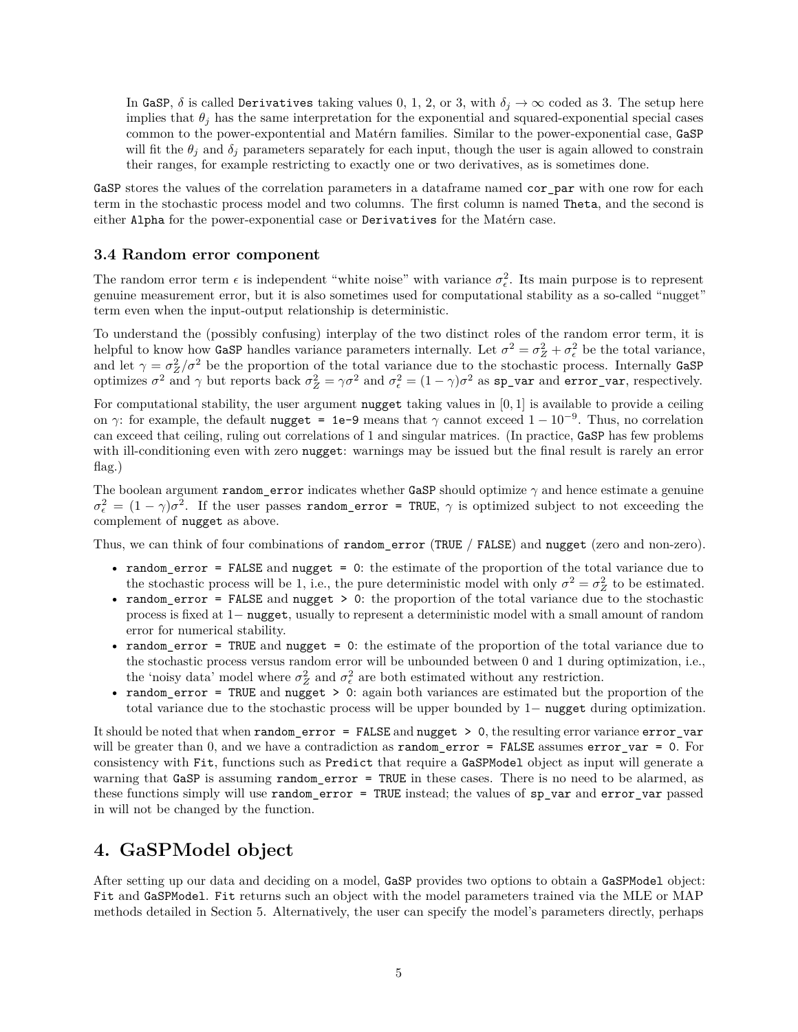In `GaSP`, $\delta$ is called `Derivatives` taking values 0, 1, 2, or 3, with $\delta_j \to \infty$ coded as 3. The setup here implies that $\theta_j$ has the same interpretation for the exponential and squared-exponential special cases common to the power-expontential and Matérn families. Similar to the power-exponential case, `GaSP` will fit the $\theta_j$ and $\delta_j$ parameters separately for each input, though the user is again allowed to constrain their ranges, for example restricting to exactly one or two derivatives, as is sometimes done.

`GaSP` stores the values of the correlation parameters in a dataframe named `cor_par` with one row for each term in the stochastic process model and two columns. The first column is named `Theta`, and the second is either `Alpha` for the power-exponential case or `Derivatives` for the Matérn case.

### 3.4 Random error component

The random error term $\epsilon$ is independent "white noise" with variance $\sigma_\epsilon^2$. Its main purpose is to represent genuine measurement error, but it is also sometimes used for computational stability as a so-called "nugget" term even when the input-output relationship is deterministic.

To understand the (possibly confusing) interplay of the two distinct roles of the random error term, it is helpful to know how `GaSP` handles variance parameters internally. Let $\sigma^2 = \sigma_Z^2 + \sigma_\epsilon^2$ be the total variance, and let $\gamma = \sigma_Z^2/\sigma^2$ be the proportion of the total variance due to the stochastic process. Internally `GaSP` optimizes $\sigma^2$ and $\gamma$ but reports back $\sigma_Z^2 = \gamma\sigma^2$ and $\sigma_\epsilon^2 = (1-\gamma)\sigma^2$ as `sp_var` and `error_var`, respectively.

For computational stability, the user argument `nugget` taking values in $[0, 1]$ is available to provide a ceiling on $\gamma$: for example, the default `nugget = 1e-9` means that $\gamma$ cannot exceed $1 - 10^{-9}$. Thus, no correlation can exceed that ceiling, ruling out correlations of 1 and singular matrices. (In practice, `GaSP` has few problems with ill-conditioning even with zero `nugget`: warnings may be issued but the final result is rarely an error flag.)

The boolean argument `random_error` indicates whether `GaSP` should optimize $\gamma$ and hence estimate a genuine $\sigma_\epsilon^2 = (1-\gamma)\sigma^2$. If the user passes `random_error = TRUE`, $\gamma$ is optimized subject to not exceeding the complement of `nugget` as above.

Thus, we can think of four combinations of `random_error` (`TRUE` / `FALSE`) and `nugget` (zero and non-zero).

- `random_error = FALSE` and `nugget = 0`: the estimate of the proportion of the total variance due to the stochastic process will be 1, i.e., the pure deterministic model with only $\sigma^2 = \sigma_Z^2$ to be estimated.
- `random_error = FALSE` and `nugget > 0`: the proportion of the total variance due to the stochastic process is fixed at 1− `nugget`, usually to represent a deterministic model with a small amount of random error for numerical stability.
- `random_error = TRUE` and `nugget = 0`: the estimate of the proportion of the total variance due to the stochastic process versus random error will be unbounded between 0 and 1 during optimization, i.e., the 'noisy data' model where $\sigma_Z^2$ and $\sigma_\epsilon^2$ are both estimated without any restriction.
- `random_error = TRUE` and `nugget > 0`: again both variances are estimated but the proportion of the total variance due to the stochastic process will be upper bounded by 1− `nugget` during optimization.

It should be noted that when `random_error = FALSE` and `nugget > 0`, the resulting error variance `error_var` will be greater than 0, and we have a contradiction as `random_error = FALSE` assumes `error_var = 0`. For consistency with `Fit`, functions such as `Predict` that require a `GaSPModel` object as input will generate a warning that `GaSP` is assuming `random_error = TRUE` in these cases. There is no need to be alarmed, as these functions simply will use `random_error = TRUE` instead; the values of `sp_var` and `error_var` passed in will not be changed by the function.

## 4. GaSPModel object

After setting up our data and deciding on a model, `GaSP` provides two options to obtain a `GaSPModel` object: `Fit` and `GaSPModel`. `Fit` returns such an object with the model parameters trained via the MLE or MAP methods detailed in Section 5. Alternatively, the user can specify the model's parameters directly, perhaps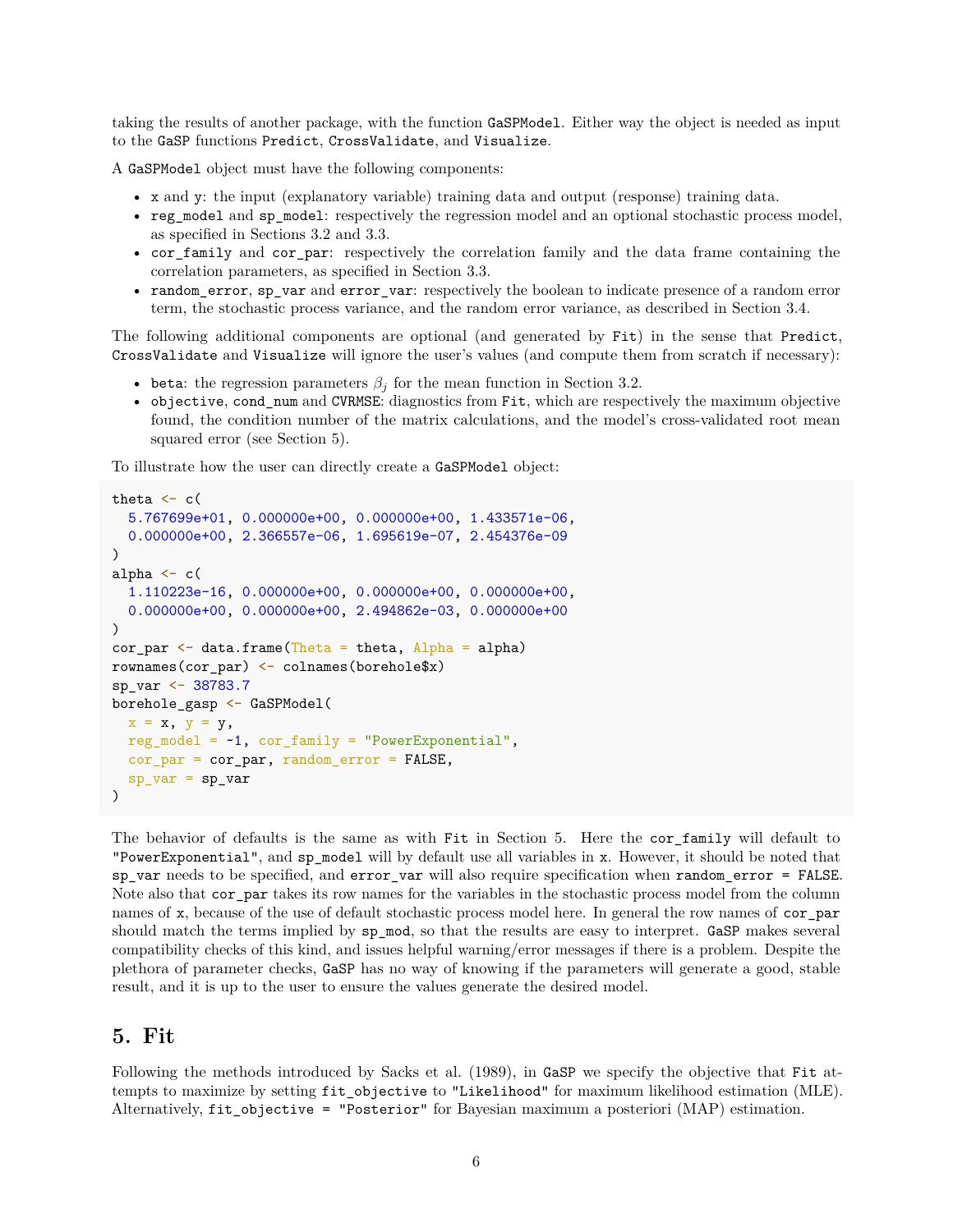taking the results of another package, with the function `GaSPModel`. Either way the object is needed as input to the `GaSP` functions `Predict`, `CrossValidate`, and `Visualize`.

A `GaSPModel` object must have the following components:

- `x` and `y`: the input (explanatory variable) training data and output (response) training data.
- `reg_model` and `sp_model`: respectively the regression model and an optional stochastic process model, as specified in Sections 3.2 and 3.3.
- `cor_family` and `cor_par`: respectively the correlation family and the data frame containing the correlation parameters, as specified in Section 3.3.
- `random_error`, `sp_var` and `error_var`: respectively the boolean to indicate presence of a random error term, the stochastic process variance, and the random error variance, as described in Section 3.4.

The following additional components are optional (and generated by `Fit`) in the sense that `Predict`, `CrossValidate` and `Visualize` will ignore the user's values (and compute them from scratch if necessary):

- `beta`: the regression parameters $\beta_j$ for the mean function in Section 3.2.
- `objective`, `cond_num` and `CVRMSE`: diagnostics from `Fit`, which are respectively the maximum objective found, the condition number of the matrix calculations, and the model's cross-validated root mean squared error (see Section 5).

To illustrate how the user can directly create a `GaSPModel` object:

```
theta <- c(
  5.767699e+01, 0.000000e+00, 0.000000e+00, 1.433571e-06,
  0.000000e+00, 2.366557e-06, 1.695619e-07, 2.454376e-09
)
alpha <- c(
  1.110223e-16, 0.000000e+00, 0.000000e+00, 0.000000e+00,
  0.000000e+00, 0.000000e+00, 2.494862e-03, 0.000000e+00
)
cor_par <- data.frame(Theta = theta, Alpha = alpha)
rownames(cor_par) <- colnames(borehole$x)
sp_var <- 38783.7
borehole_gasp <- GaSPModel(
  x = x, y = y,
  reg_model = ~1, cor_family = "PowerExponential",
  cor_par = cor_par, random_error = FALSE,
  sp_var = sp_var
)
```

The behavior of defaults is the same as with `Fit` in Section 5. Here the `cor_family` will default to `"PowerExponential"`, and `sp_model` will by default use all variables in `x`. However, it should be noted that `sp_var` needs to be specified, and `error_var` will also require specification when `random_error = FALSE`. Note also that `cor_par` takes its row names for the variables in the stochastic process model from the column names of `x`, because of the use of default stochastic process model here. In general the row names of `cor_par` should match the terms implied by `sp_mod`, so that the results are easy to interpret. `GaSP` makes several compatibility checks of this kind, and issues helpful warning/error messages if there is a problem. Despite the plethora of parameter checks, `GaSP` has no way of knowing if the parameters will generate a good, stable result, and it is up to the user to ensure the values generate the desired model.

## 5. Fit

Following the methods introduced by Sacks et al. (1989), in `GaSP` we specify the objective that `Fit` attempts to maximize by setting `fit_objective` to `"Likelihood"` for maximum likelihood estimation (MLE). Alternatively, `fit_objective = "Posterior"` for Bayesian maximum a posteriori (MAP) estimation.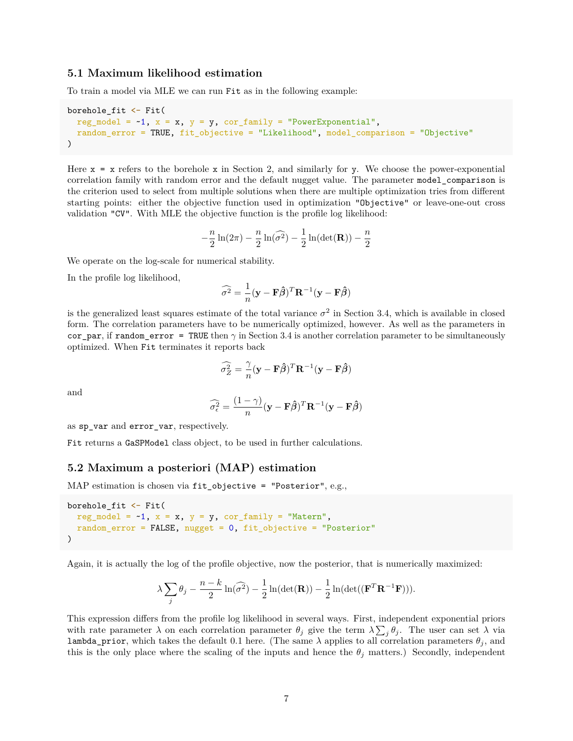### 5.1 Maximum likelihood estimation

To train a model via MLE we can run `Fit` as in the following example:

```
borehole_fit <- Fit(
  reg_model = ~1, x = x, y = y, cor_family = "PowerExponential",
  random_error = TRUE, fit_objective = "Likelihood", model_comparison = "Objective"
)
```

Here `x = x` refers to the borehole `x` in Section 2, and similarly for `y`. We choose the power-exponential correlation family with random error and the default nugget value. The parameter `model_comparison` is the criterion used to select from multiple solutions when there are multiple optimization tries from different starting points: either the objective function used in optimization `"Objective"` or leave-one-out cross validation `"CV"`. With MLE the objective function is the profile log likelihood:

$$-\frac{n}{2}\ln(2\pi) - \frac{n}{2}\ln(\widehat{\sigma^2}) - \frac{1}{2}\ln(\det(\mathbf{R})) - \frac{n}{2}$$

We operate on the log-scale for numerical stability.

In the profile log likelihood,

$$\widehat{\sigma^2} = \frac{1}{n}(\mathbf{y} - \mathbf{F}\hat{\boldsymbol{\beta}})^T \mathbf{R}^{-1}(\mathbf{y} - \mathbf{F}\hat{\boldsymbol{\beta}})$$

is the generalized least squares estimate of the total variance $\sigma^2$ in Section 3.4, which is available in closed form. The correlation parameters have to be numerically optimized, however. As well as the parameters in `cor_par`, if `random_error = TRUE` then $\gamma$ in Section 3.4 is another correlation parameter to be simultaneously optimized. When `Fit` terminates it reports back

$$\widehat{\sigma_Z^2} = \frac{\gamma}{n}(\mathbf{y} - \mathbf{F}\hat{\boldsymbol{\beta}})^T \mathbf{R}^{-1}(\mathbf{y} - \mathbf{F}\hat{\boldsymbol{\beta}})$$

and

$$\widehat{\sigma_\epsilon^2} = \frac{(1-\gamma)}{n}(\mathbf{y} - \mathbf{F}\hat{\boldsymbol{\beta}})^T \mathbf{R}^{-1}(\mathbf{y} - \mathbf{F}\hat{\boldsymbol{\beta}})$$

as `sp_var` and `error_var`, respectively.

`Fit` returns a `GaSPModel` class object, to be used in further calculations.

### 5.2 Maximum a posteriori (MAP) estimation

MAP estimation is chosen via `fit_objective = "Posterior"`, e.g.,

```
borehole_fit <- Fit(
  reg_model = ~1, x = x, y = y, cor_family = "Matern",
  random_error = FALSE, nugget = 0, fit_objective = "Posterior"
)
```

Again, it is actually the log of the profile objective, now the posterior, that is numerically maximized:

$$\lambda \sum_j \theta_j - \frac{n-k}{2}\ln(\widehat{\sigma^2}) - \frac{1}{2}\ln(\det(\mathbf{R})) - \frac{1}{2}\ln(\det((\mathbf{F}^T\mathbf{R}^{-1}\mathbf{F}))).$$

This expression differs from the profile log likelihood in several ways. First, independent exponential priors with rate parameter $\lambda$ on each correlation parameter $\theta_j$ give the term $\lambda \sum_j \theta_j$. The user can set $\lambda$ via `lambda_prior`, which takes the default 0.1 here. (The same $\lambda$ applies to all correlation parameters $\theta_j$, and this is the only place where the scaling of the inputs and hence the $\theta_j$ matters.) Secondly, independent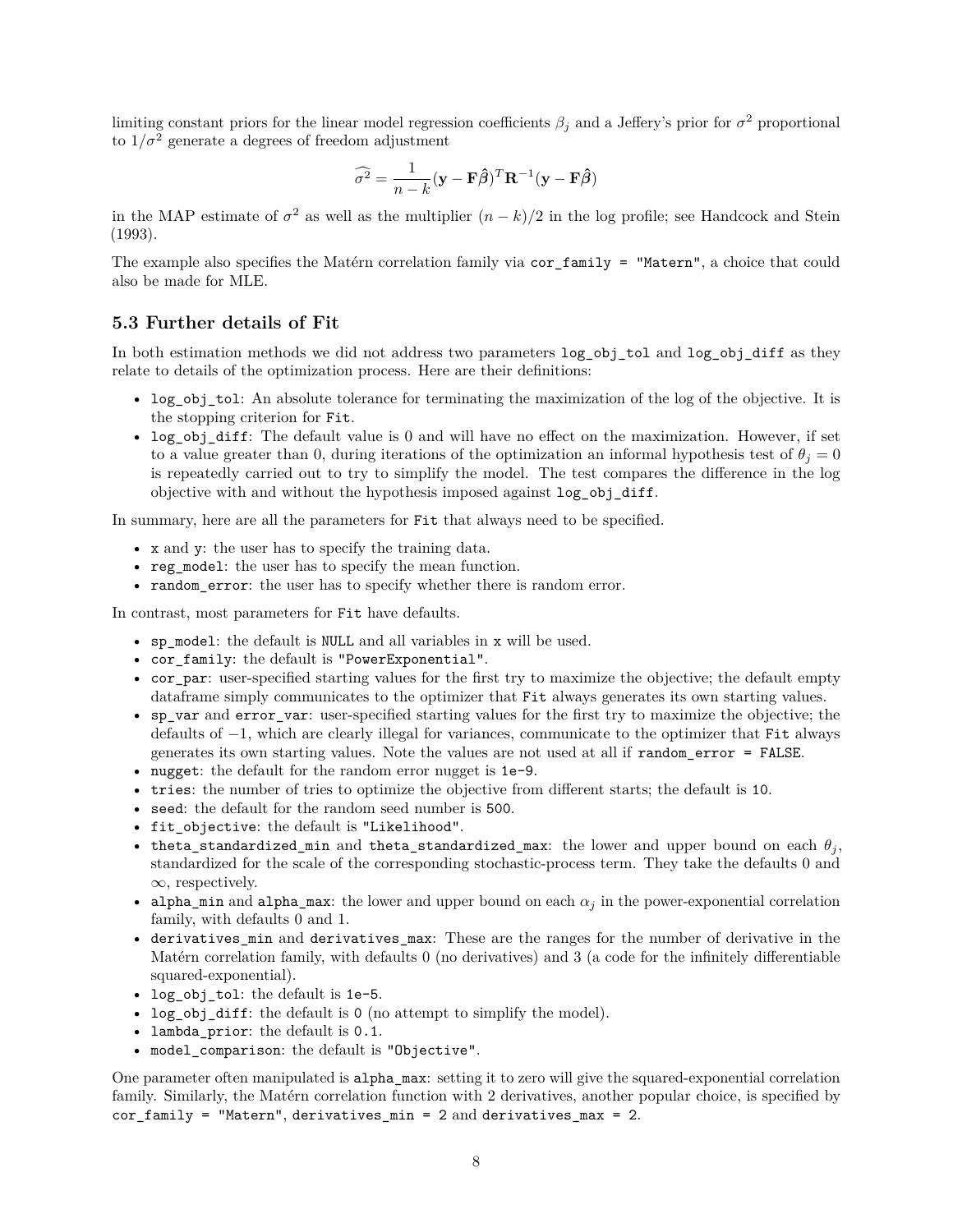limiting constant priors for the linear model regression coefficients $\beta_j$ and a Jeffery's prior for $\sigma^2$ proportional to $1/\sigma^2$ generate a degrees of freedom adjustment

$$\widehat{\sigma^2} = \frac{1}{n-k}(\mathbf{y} - \mathbf{F}\hat{\boldsymbol{\beta}})^T \mathbf{R}^{-1}(\mathbf{y} - \mathbf{F}\hat{\boldsymbol{\beta}})$$

in the MAP estimate of $\sigma^2$ as well as the multiplier $(n-k)/2$ in the log profile; see Handcock and Stein (1993).

The example also specifies the Matérn correlation family via `cor_family = "Matern"`, a choice that could also be made for MLE.

### 5.3 Further details of Fit

In both estimation methods we did not address two parameters `log_obj_tol` and `log_obj_diff` as they relate to details of the optimization process. Here are their definitions:

- `log_obj_tol`: An absolute tolerance for terminating the maximization of the log of the objective. It is the stopping criterion for `Fit`.
- `log_obj_diff`: The default value is 0 and will have no effect on the maximization. However, if set to a value greater than 0, during iterations of the optimization an informal hypothesis test of $\theta_j = 0$ is repeatedly carried out to try to simplify the model. The test compares the difference in the log objective with and without the hypothesis imposed against `log_obj_diff`.

In summary, here are all the parameters for `Fit` that always need to be specified.

- `x` and `y`: the user has to specify the training data.
- `reg_model`: the user has to specify the mean function.
- `random_error`: the user has to specify whether there is random error.

In contrast, most parameters for `Fit` have defaults.

- `sp_model`: the default is `NULL` and all variables in `x` will be used.
- `cor_family`: the default is `"PowerExponential"`.
- `cor_par`: user-specified starting values for the first try to maximize the objective; the default empty dataframe simply communicates to the optimizer that `Fit` always generates its own starting values.
- `sp_var` and `error_var`: user-specified starting values for the first try to maximize the objective; the defaults of $-1$, which are clearly illegal for variances, communicate to the optimizer that `Fit` always generates its own starting values. Note the values are not used at all if `random_error = FALSE`.
- `nugget`: the default for the random error nugget is `1e-9`.
- `tries`: the number of tries to optimize the objective from different starts; the default is `10`.
- `seed`: the default for the random seed number is `500`.
- `fit_objective`: the default is `"Likelihood"`.
- `theta_standardized_min` and `theta_standardized_max`: the lower and upper bound on each $\theta_j$, standardized for the scale of the corresponding stochastic-process term. They take the defaults 0 and $\infty$, respectively.
- `alpha_min` and `alpha_max`: the lower and upper bound on each $\alpha_j$ in the power-exponential correlation family, with defaults 0 and 1.
- `derivatives_min` and `derivatives_max`: These are the ranges for the number of derivative in the Matérn correlation family, with defaults 0 (no derivatives) and 3 (a code for the infinitely differentiable squared-exponential).
- `log_obj_tol`: the default is `1e-5`.
- `log_obj_diff`: the default is `0` (no attempt to simplify the model).
- `lambda_prior`: the default is `0.1`.
- `model_comparison`: the default is `"Objective"`.

One parameter often manipulated is `alpha_max`: setting it to zero will give the squared-exponential correlation family. Similarly, the Matérn correlation function with 2 derivatives, another popular choice, is specified by `cor_family = "Matern"`, `derivatives_min = 2` and `derivatives_max = 2`.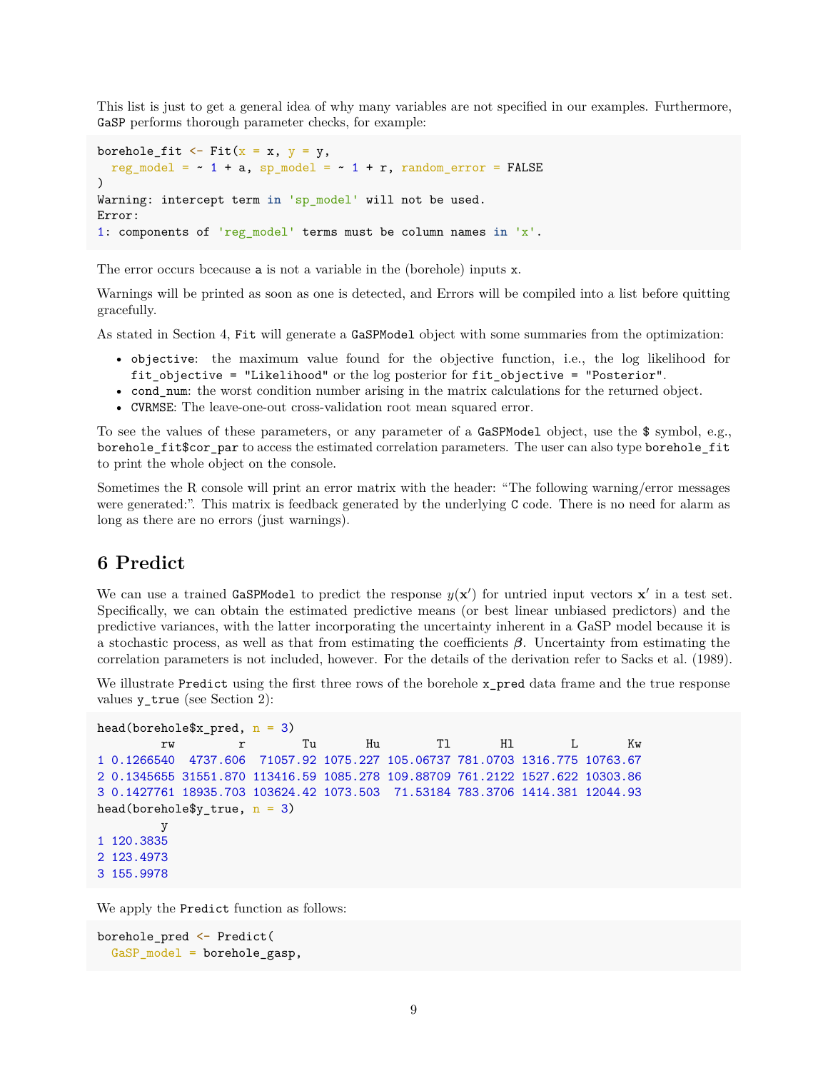This list is just to get a general idea of why many variables are not specified in our examples. Furthermore, GaSP performs thorough parameter checks, for example:

```
borehole_fit <- Fit(x = x, y = y,
  reg_model = ~ 1 + a, sp_model = ~ 1 + r, random_error = FALSE
)
Warning: intercept term in 'sp_model' will not be used.
Error:
1: components of 'reg_model' terms must be column names in 'x'.
```

The error occurs bcecause `a` is not a variable in the (borehole) inputs `x`.

Warnings will be printed as soon as one is detected, and Errors will be compiled into a list before quitting gracefully.

As stated in Section 4, `Fit` will generate a `GaSPModel` object with some summaries from the optimization:

- `objective`: the maximum value found for the objective function, i.e., the log likelihood for `fit_objective = "Likelihood"` or the log posterior for `fit_objective = "Posterior"`.
- `cond_num`: the worst condition number arising in the matrix calculations for the returned object.
- `CVRMSE`: The leave-one-out cross-validation root mean squared error.

To see the values of these parameters, or any parameter of a `GaSPModel` object, use the `$` symbol, e.g., `borehole_fit$cor_par` to access the estimated correlation parameters. The user can also type `borehole_fit` to print the whole object on the console.

Sometimes the R console will print an error matrix with the header: "The following warning/error messages were generated:". This matrix is feedback generated by the underlying `C` code. There is no need for alarm as long as there are no errors (just warnings).

# 6 Predict

We can use a trained `GaSPModel` to predict the response $y(\mathbf{x}')$ for untried input vectors $\mathbf{x}'$ in a test set. Specifically, we can obtain the estimated predictive means (or best linear unbiased predictors) and the predictive variances, with the latter incorporating the uncertainty inherent in a GaSP model because it is a stochastic process, as well as that from estimating the coefficients $\boldsymbol{\beta}$. Uncertainty from estimating the correlation parameters is not included, however. For the details of the derivation refer to Sacks et al. (1989).

We illustrate `Predict` using the first three rows of the borehole `x_pred` data frame and the true response values `y_true` (see Section 2):

```
head(borehole$x_pred, n = 3)
         rw         r        Tu       Hu        Tl       Hl        L       Kw
1 0.1266540  4737.606  71057.92 1075.227 105.06737 781.0703 1316.775 10763.67
2 0.1345655 31551.870 113416.59 1085.278 109.88709 761.2122 1527.622 10303.86
3 0.1427761 18935.703 103624.42 1073.503  71.53184 783.3706 1414.381 12044.93
head(borehole$y_true, n = 3)
         y
1 120.3835
2 123.4973
3 155.9978
```

We apply the `Predict` function as follows:

```
borehole_pred <- Predict(
  GaSP_model = borehole_gasp,
```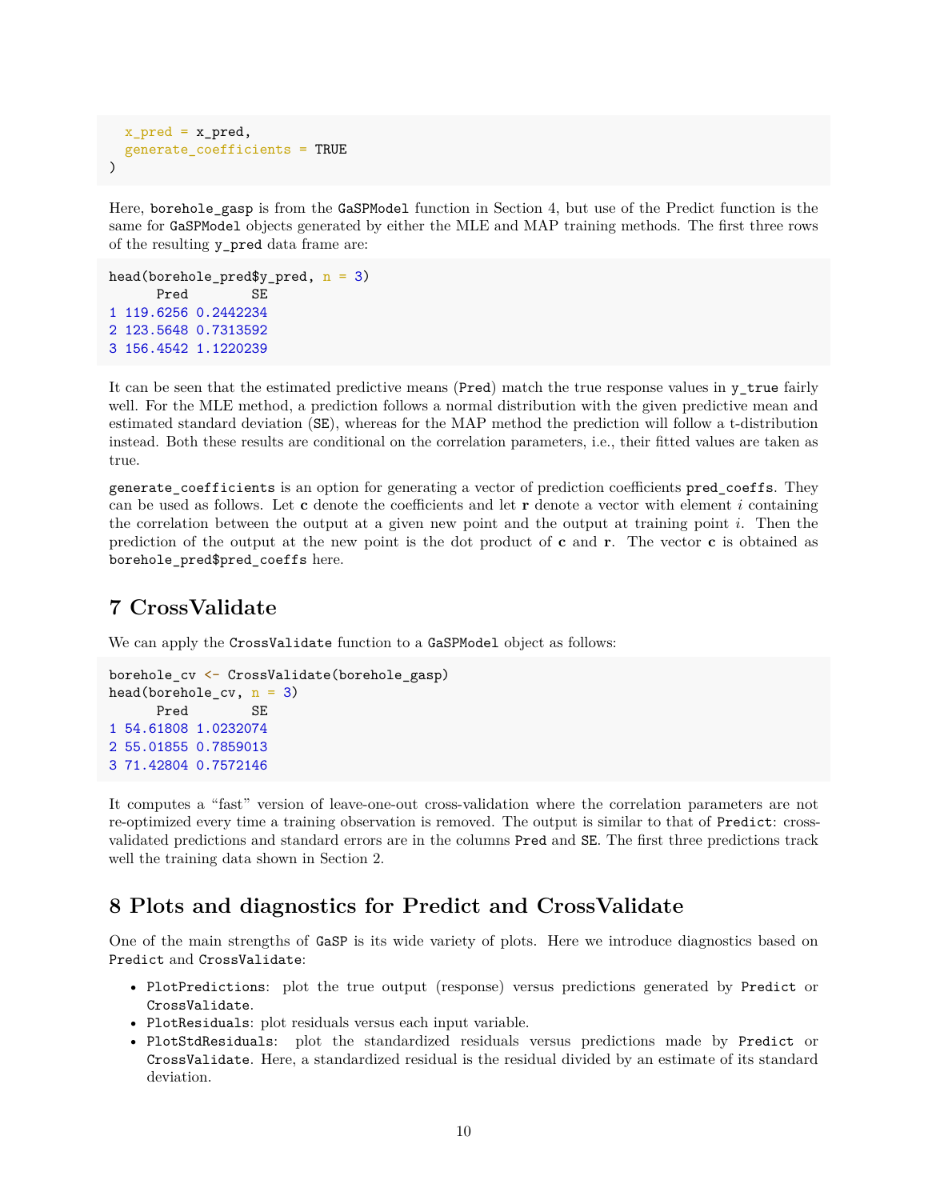```
  x_pred = x_pred,
  generate_coefficients = TRUE
)
```

Here, `borehole_gasp` is from the `GaSPModel` function in Section 4, but use of the Predict function is the same for `GaSPModel` objects generated by either the MLE and MAP training methods. The first three rows of the resulting `y_pred` data frame are:

```
head(borehole_pred$y_pred, n = 3)
      Pred        SE
1 119.6256 0.2442234
2 123.5648 0.7313592
3 156.4542 1.1220239
```

It can be seen that the estimated predictive means (`Pred`) match the true response values in `y_true` fairly well. For the MLE method, a prediction follows a normal distribution with the given predictive mean and estimated standard deviation (`SE`), whereas for the MAP method the prediction will follow a t-distribution instead. Both these results are conditional on the correlation parameters, i.e., their fitted values are taken as true.

`generate_coefficients` is an option for generating a vector of prediction coefficients `pred_coeffs`. They can be used as follows. Let $\mathbf{c}$ denote the coefficients and let $\mathbf{r}$ denote a vector with element $i$ containing the correlation between the output at a given new point and the output at training point $i$. Then the prediction of the output at the new point is the dot product of $\mathbf{c}$ and $\mathbf{r}$. The vector $\mathbf{c}$ is obtained as `borehole_pred$pred_coeffs` here.

# 7 CrossValidate

We can apply the `CrossValidate` function to a `GaSPModel` object as follows:

```
borehole_cv <- CrossValidate(borehole_gasp)
head(borehole_cv, n = 3)
      Pred        SE
1 54.61808 1.0232074
2 55.01855 0.7859013
3 71.42804 0.7572146
```

It computes a "fast" version of leave-one-out cross-validation where the correlation parameters are not re-optimized every time a training observation is removed. The output is similar to that of `Predict`: cross-validated predictions and standard errors are in the columns `Pred` and `SE`. The first three predictions track well the training data shown in Section 2.

# 8 Plots and diagnostics for Predict and CrossValidate

One of the main strengths of `GaSP` is its wide variety of plots. Here we introduce diagnostics based on `Predict` and `CrossValidate`:

- `PlotPredictions`: plot the true output (response) versus predictions generated by `Predict` or `CrossValidate`.
- `PlotResiduals`: plot residuals versus each input variable.
- `PlotStdResiduals`: plot the standardized residuals versus predictions made by `Predict` or `CrossValidate`. Here, a standardized residual is the residual divided by an estimate of its standard deviation.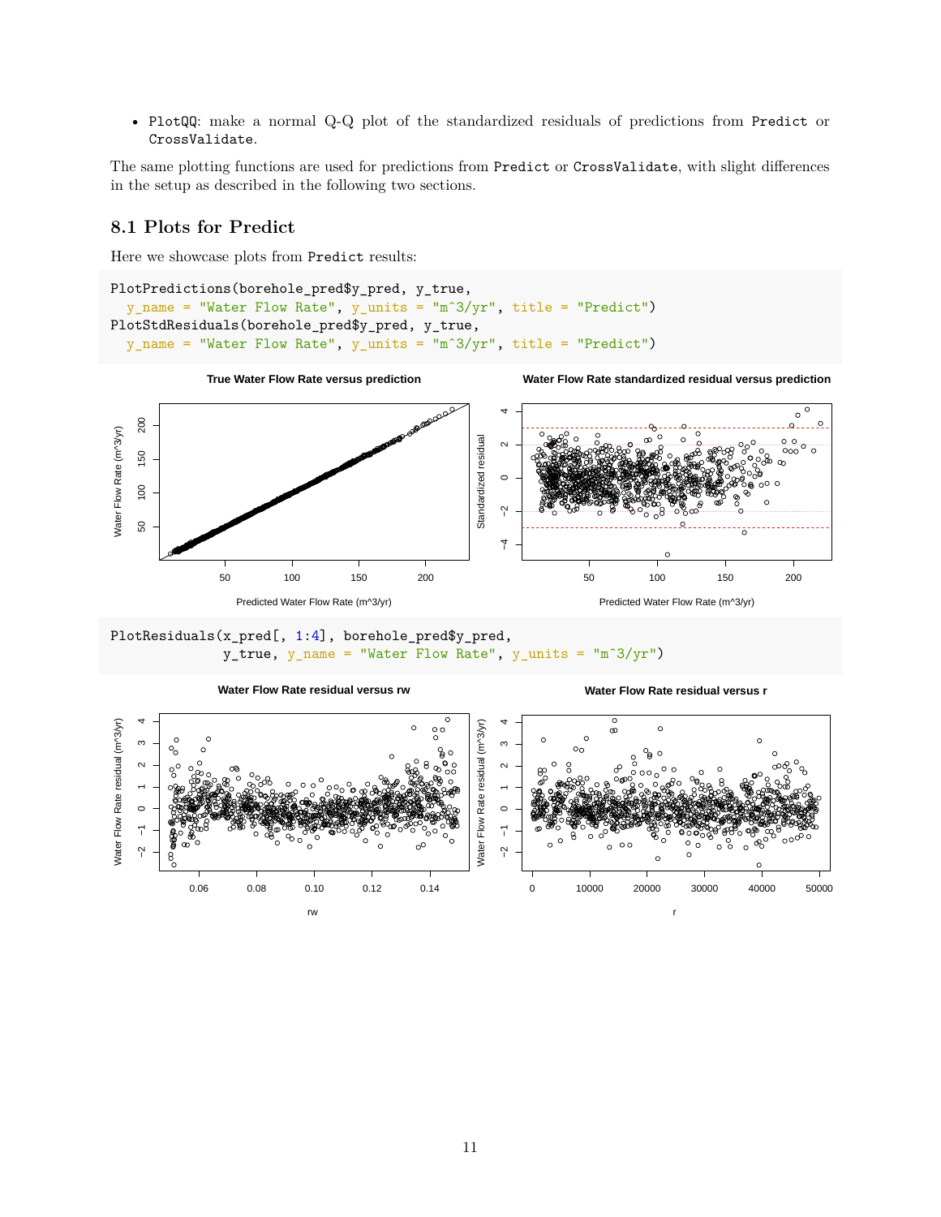- PlotQQ: make a normal Q-Q plot of the standardized residuals of predictions from Predict or CrossValidate.

The same plotting functions are used for predictions from Predict or CrossValidate, with slight differences in the setup as described in the following two sections.

## 8.1 Plots for Predict

Here we showcase plots from Predict results:

```
PlotPredictions(borehole_pred$y_pred, y_true,
  y_name = "Water Flow Rate", y_units = "m^3/yr", title = "Predict")
PlotStdResiduals(borehole_pred$y_pred, y_true,
  y_name = "Water Flow Rate", y_units = "m^3/yr", title = "Predict")
```

```
PlotResiduals(x_pred[, 1:4], borehole_pred$y_pred,
              y_true, y_name = "Water Flow Rate", y_units = "m^3/yr")
```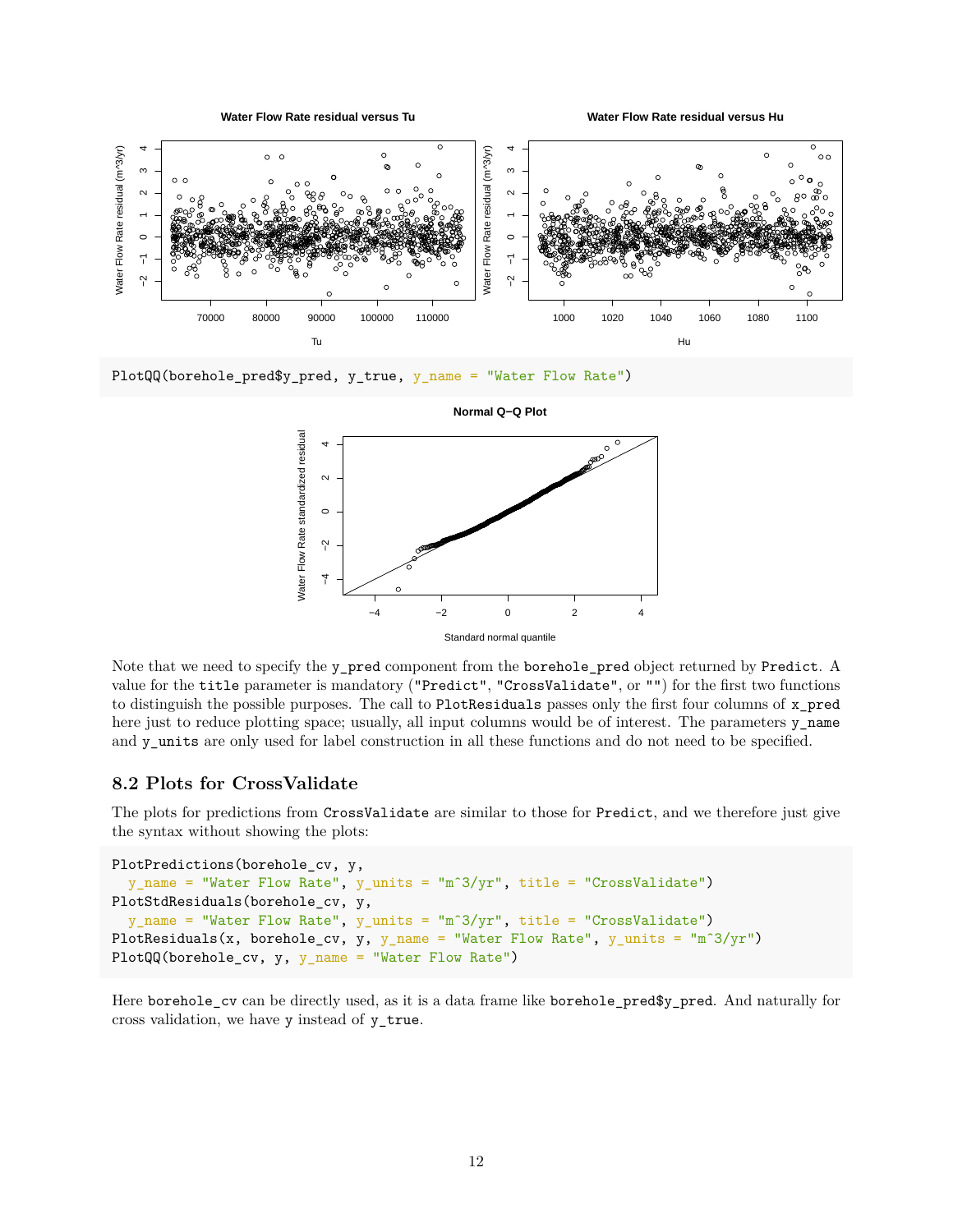```
PlotQQ(borehole_pred$y_pred, y_true, y_name = "Water Flow Rate")
```

Note that we need to specify the `y_pred` component from the `borehole_pred` object returned by `Predict`. A value for the `title` parameter is mandatory (`"Predict"`, `"CrossValidate"`, or `""`) for the first two functions to distinguish the possible purposes. The call to `PlotResiduals` passes only the first four columns of `x_pred` here just to reduce plotting space; usually, all input columns would be of interest. The parameters `y_name` and `y_units` are only used for label construction in all these functions and do not need to be specified.

## 8.2 Plots for CrossValidate

The plots for predictions from `CrossValidate` are similar to those for `Predict`, and we therefore just give the syntax without showing the plots:

```
PlotPredictions(borehole_cv, y,
  y_name = "Water Flow Rate", y_units = "m^3/yr", title = "CrossValidate")
PlotStdResiduals(borehole_cv, y,
  y_name = "Water Flow Rate", y_units = "m^3/yr", title = "CrossValidate")
PlotResiduals(x, borehole_cv, y, y_name = "Water Flow Rate", y_units = "m^3/yr")
PlotQQ(borehole_cv, y, y_name = "Water Flow Rate")
```

Here `borehole_cv` can be directly used, as it is a data frame like `borehole_pred$y_pred`. And naturally for cross validation, we have `y` instead of `y_true`.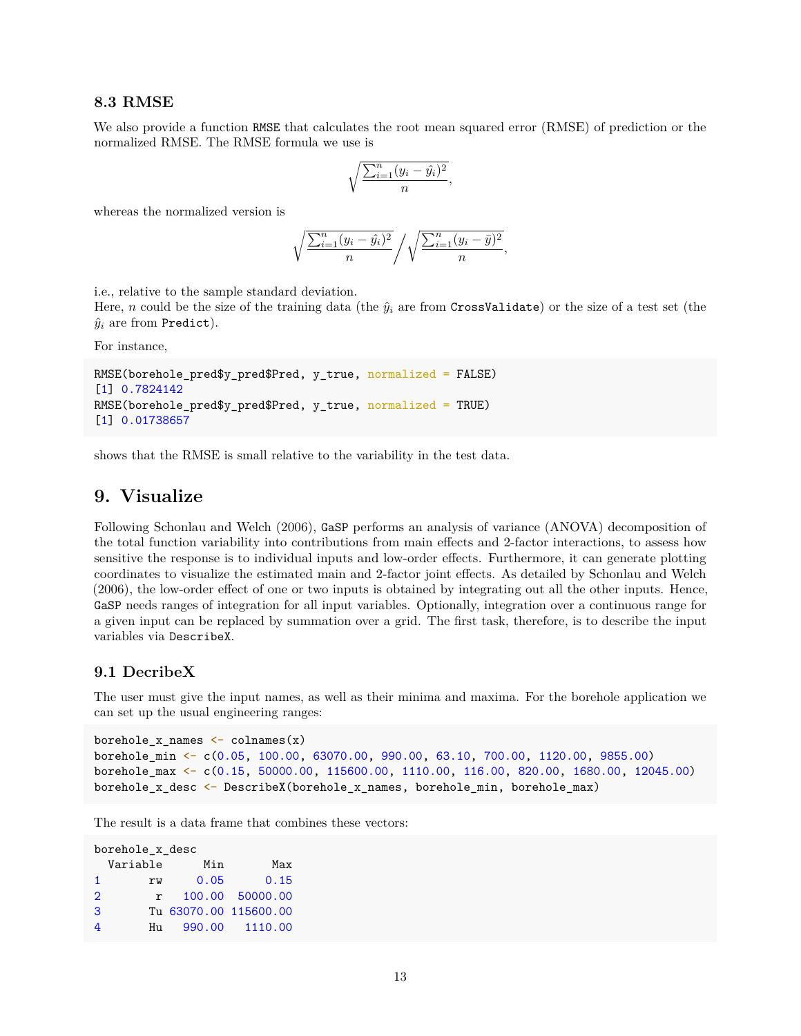### 8.3 RMSE

We also provide a function `RMSE` that calculates the root mean squared error (RMSE) of prediction or the normalized RMSE. The RMSE formula we use is

$$\sqrt{\frac{\sum_{i=1}^{n}(y_i - \hat{y}_i)^2}{n}},$$

whereas the normalized version is

$$\sqrt{\frac{\sum_{i=1}^{n}(y_i - \hat{y}_i)^2}{n}} \Bigg/ \sqrt{\frac{\sum_{i=1}^{n}(y_i - \bar{y})^2}{n}},$$

i.e., relative to the sample standard deviation.
Here, $n$ could be the size of the training data (the $\hat{y}_i$ are from `CrossValidate`) or the size of a test set (the $\hat{y}_i$ are from `Predict`).

For instance,

```
RMSE(borehole_pred$y_pred$Pred, y_true, normalized = FALSE)
[1] 0.7824142
RMSE(borehole_pred$y_pred$Pred, y_true, normalized = TRUE)
[1] 0.01738657
```

shows that the RMSE is small relative to the variability in the test data.

## 9. Visualize

Following Schonlau and Welch (2006), `GaSP` performs an analysis of variance (ANOVA) decomposition of the total function variability into contributions from main effects and 2-factor interactions, to assess how sensitive the response is to individual inputs and low-order effects. Furthermore, it can generate plotting coordinates to visualize the estimated main and 2-factor joint effects. As detailed by Schonlau and Welch (2006), the low-order effect of one or two inputs is obtained by integrating out all the other inputs. Hence, `GaSP` needs ranges of integration for all input variables. Optionally, integration over a continuous range for a given input can be replaced by summation over a grid. The first task, therefore, is to describe the input variables via `DescribeX`.

### 9.1 DecribeX

The user must give the input names, as well as their minima and maxima. For the borehole application we can set up the usual engineering ranges:

```
borehole_x_names <- colnames(x)
borehole_min <- c(0.05, 100.00, 63070.00, 990.00, 63.10, 700.00, 1120.00, 9855.00)
borehole_max <- c(0.15, 50000.00, 115600.00, 1110.00, 116.00, 820.00, 1680.00, 12045.00)
borehole_x_desc <- DescribeX(borehole_x_names, borehole_min, borehole_max)
```

The result is a data frame that combines these vectors:

```
borehole_x_desc
  Variable      Min       Max
1       rw     0.05      0.15
2        r   100.00  50000.00
3       Tu 63070.00 115600.00
4       Hu   990.00   1110.00
```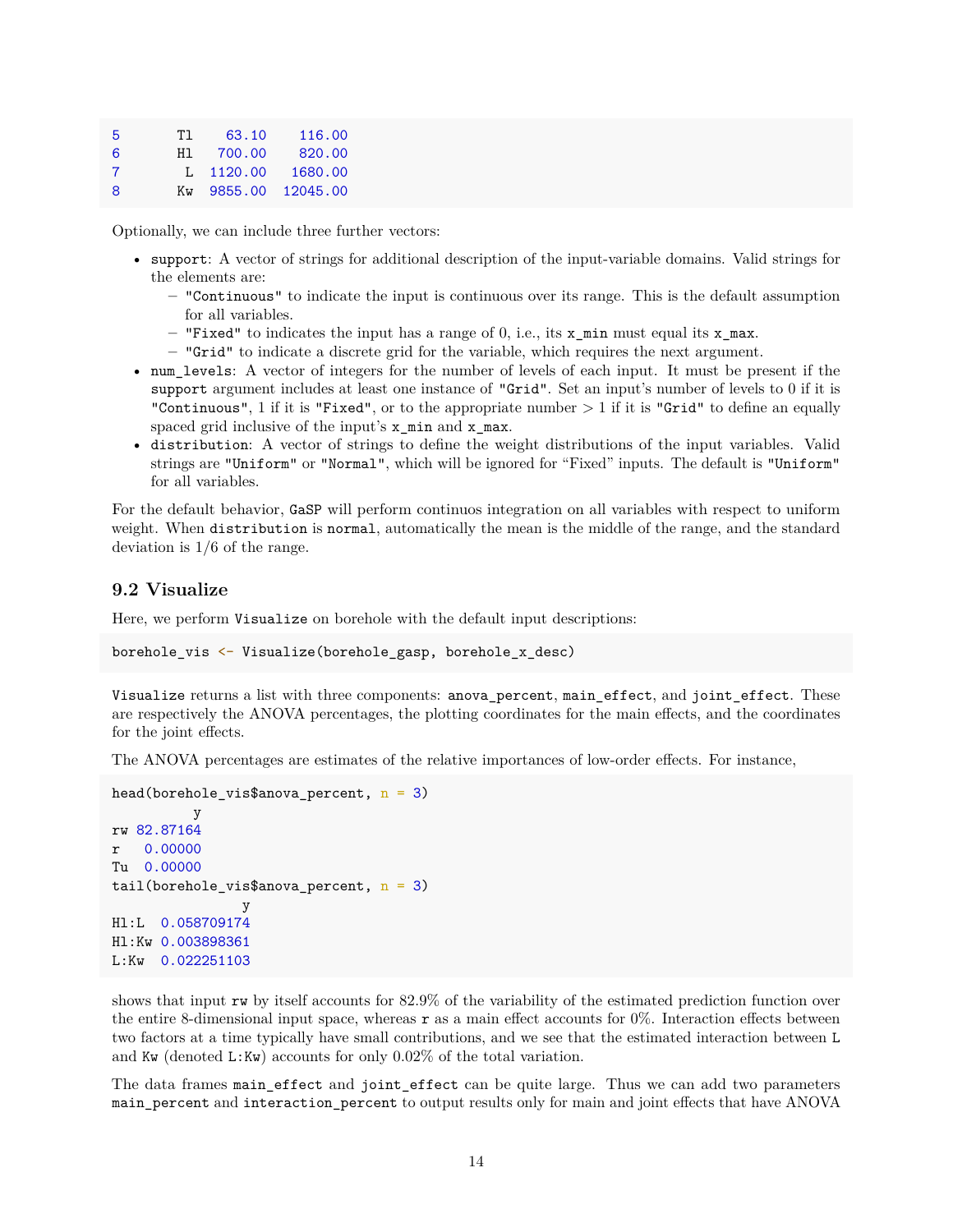```
5       Tl    63.10    116.00
6       Hl   700.00    820.00
7        L  1120.00   1680.00
8       Kw  9855.00  12045.00
```

Optionally, we can include three further vectors:

- `support`: A vector of strings for additional description of the input-variable domains. Valid strings for the elements are:
  - `"Continuous"` to indicate the input is continuous over its range. This is the default assumption for all variables.
  - `"Fixed"` to indicates the input has a range of 0, i.e., its `x_min` must equal its `x_max`.
  - `"Grid"` to indicate a discrete grid for the variable, which requires the next argument.
- `num_levels`: A vector of integers for the number of levels of each input. It must be present if the `support` argument includes at least one instance of `"Grid"`. Set an input's number of levels to 0 if it is `"Continuous"`, 1 if it is `"Fixed"`, or to the appropriate number $> 1$ if it is `"Grid"` to define an equally spaced grid inclusive of the input's `x_min` and `x_max`.
- `distribution`: A vector of strings to define the weight distributions of the input variables. Valid strings are `"Uniform"` or `"Normal"`, which will be ignored for "Fixed" inputs. The default is `"Uniform"` for all variables.

For the default behavior, `GaSP` will perform continuos integration on all variables with respect to uniform weight. When `distribution` is `normal`, automatically the mean is the middle of the range, and the standard deviation is 1/6 of the range.

## 9.2 Visualize

Here, we perform `Visualize` on borehole with the default input descriptions:

```
borehole_vis <- Visualize(borehole_gasp, borehole_x_desc)
```

`Visualize` returns a list with three components: `anova_percent`, `main_effect`, and `joint_effect`. These are respectively the ANOVA percentages, the plotting coordinates for the main effects, and the coordinates for the joint effects.

The ANOVA percentages are estimates of the relative importances of low-order effects. For instance,

```
head(borehole_vis$anova_percent, n = 3)
          y
rw 82.87164
r   0.00000
Tu  0.00000
tail(borehole_vis$anova_percent, n = 3)
                y
Hl:L  0.058709174
Hl:Kw 0.003898361
L:Kw  0.022251103
```

shows that input `rw` by itself accounts for 82.9% of the variability of the estimated prediction function over the entire 8-dimensional input space, whereas `r` as a main effect accounts for 0%. Interaction effects between two factors at a time typically have small contributions, and we see that the estimated interaction between `L` and `Kw` (denoted `L:Kw`) accounts for only 0.02% of the total variation.

The data frames `main_effect` and `joint_effect` can be quite large. Thus we can add two parameters `main_percent` and `interaction_percent` to output results only for main and joint effects that have ANOVA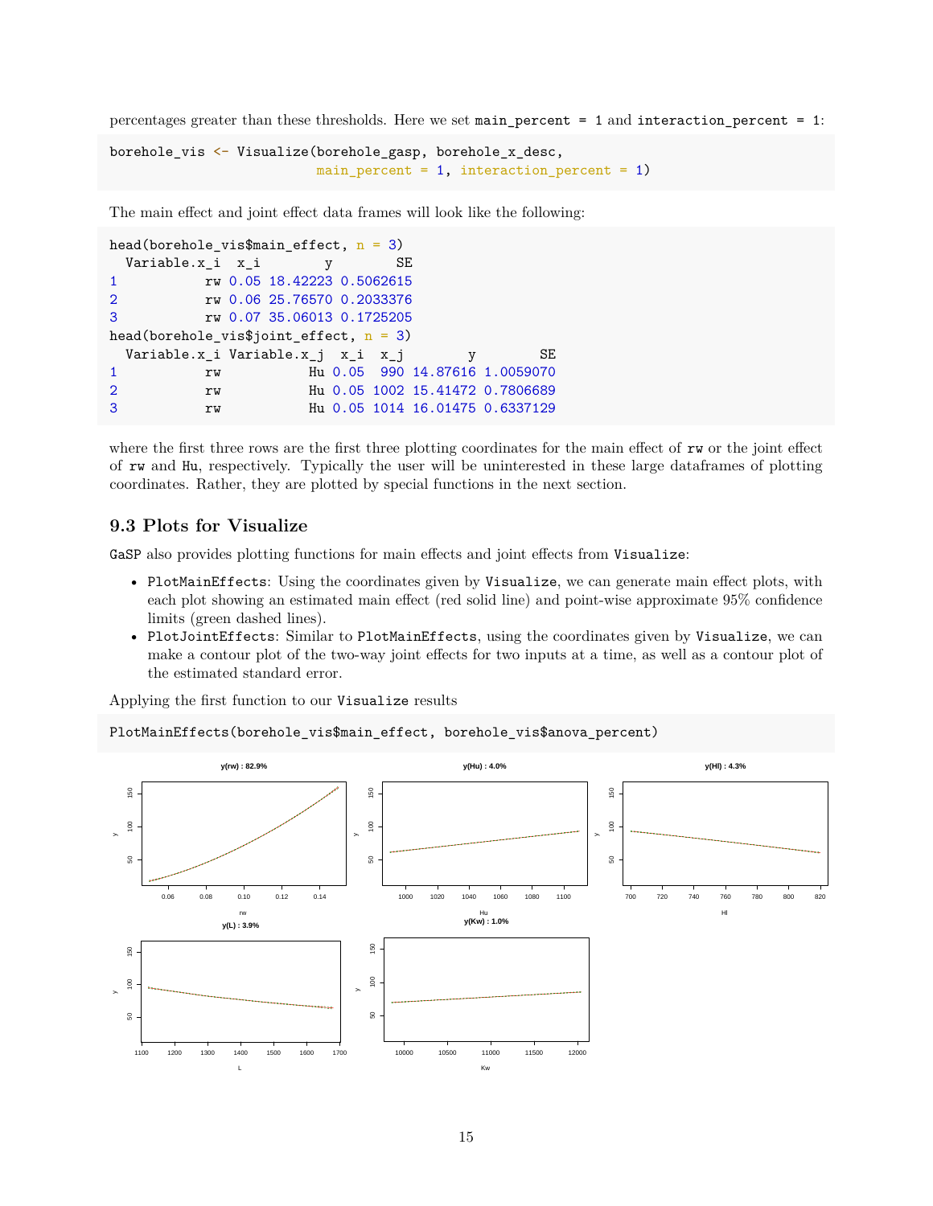percentages greater than these thresholds. Here we set `main_percent = 1` and `interaction_percent = 1`:

```
borehole_vis <- Visualize(borehole_gasp, borehole_x_desc,
                          main_percent = 1, interaction_percent = 1)
```

The main effect and joint effect data frames will look like the following:

```
head(borehole_vis$main_effect, n = 3)
  Variable.x_i  x_i        y        SE
1           rw 0.05 18.42223 0.5062615
2           rw 0.06 25.76570 0.2033376
3           rw 0.07 35.06013 0.1725205
head(borehole_vis$joint_effect, n = 3)
  Variable.x_i Variable.x_j  x_i  x_j        y        SE
1           rw           Hu 0.05  990 14.87616 1.0059070
2           rw           Hu 0.05 1002 15.41472 0.7806689
3           rw           Hu 0.05 1014 16.01475 0.6337129
```

where the first three rows are the first three plotting coordinates for the main effect of `rw` or the joint effect of `rw` and `Hu`, respectively. Typically the user will be uninterested in these large dataframes of plotting coordinates. Rather, they are plotted by special functions in the next section.

### 9.3 Plots for Visualize

`GaSP` also provides plotting functions for main effects and joint effects from `Visualize`:

- `PlotMainEffects`: Using the coordinates given by `Visualize`, we can generate main effect plots, with each plot showing an estimated main effect (red solid line) and point-wise approximate 95% confidence limits (green dashed lines).
- `PlotJointEffects`: Similar to `PlotMainEffects`, using the coordinates given by `Visualize`, we can make a contour plot of the two-way joint effects for two inputs at a time, as well as a contour plot of the estimated standard error.

Applying the first function to our `Visualize` results

```
PlotMainEffects(borehole_vis$main_effect, borehole_vis$anova_percent)
```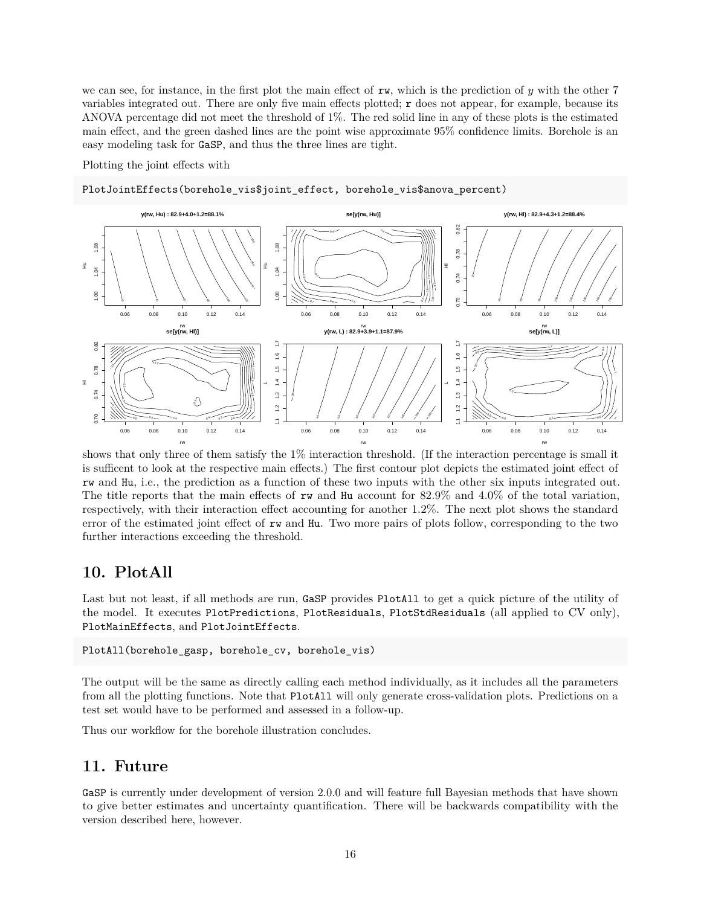we can see, for instance, in the first plot the main effect of `rw`, which is the prediction of $y$ with the other 7 variables integrated out. There are only five main effects plotted; `r` does not appear, for example, because its ANOVA percentage did not meet the threshold of 1%. The red solid line in any of these plots is the estimated main effect, and the green dashed lines are the point wise approximate 95% confidence limits. Borehole is an easy modeling task for `GaSP`, and thus the three lines are tight.

Plotting the joint effects with

```
PlotJointEffects(borehole_vis$joint_effect, borehole_vis$anova_percent)
```

shows that only three of them satisfy the 1% interaction threshold. (If the interaction percentage is small it is sufficent to look at the respective main effects.) The first contour plot depicts the estimated joint effect of `rw` and `Hu`, i.e., the prediction as a function of these two inputs with the other six inputs integrated out. The title reports that the main effects of `rw` and `Hu` account for 82.9% and 4.0% of the total variation, respectively, with their interaction effect accounting for another 1.2%. The next plot shows the standard error of the estimated joint effect of `rw` and `Hu`. Two more pairs of plots follow, corresponding to the two further interactions exceeding the threshold.

## 10. PlotAll

Last but not least, if all methods are run, `GaSP` provides `PlotAll` to get a quick picture of the utility of the model. It executes `PlotPredictions`, `PlotResiduals`, `PlotStdResiduals` (all applied to CV only), `PlotMainEffects`, and `PlotJointEffects`.

```
PlotAll(borehole_gasp, borehole_cv, borehole_vis)
```

The output will be the same as directly calling each method individually, as it includes all the parameters from all the plotting functions. Note that `PlotAll` will only generate cross-validation plots. Predictions on a test set would have to be performed and assessed in a follow-up.

Thus our workflow for the borehole illustration concludes.

## 11. Future

`GaSP` is currently under development of version 2.0.0 and will feature full Bayesian methods that have shown to give better estimates and uncertainty quantification. There will be backwards compatibility with the version described here, however.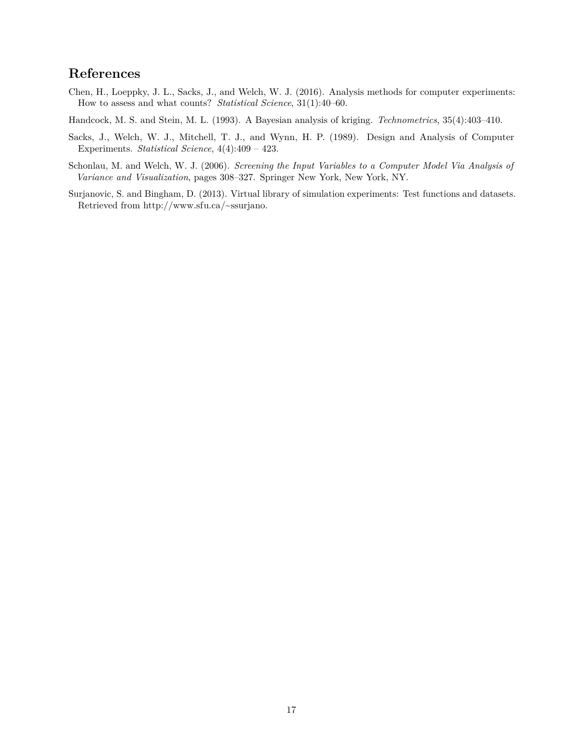# References

Chen, H., Loeppky, J. L., Sacks, J., and Welch, W. J. (2016). Analysis methods for computer experiments: How to assess and what counts? *Statistical Science*, 31(1):40–60.

Handcock, M. S. and Stein, M. L. (1993). A Bayesian analysis of kriging. *Technometrics*, 35(4):403–410.

Sacks, J., Welch, W. J., Mitchell, T. J., and Wynn, H. P. (1989). Design and Analysis of Computer Experiments. *Statistical Science*, 4(4):409 – 423.

Schonlau, M. and Welch, W. J. (2006). *Screening the Input Variables to a Computer Model Via Analysis of Variance and Visualization*, pages 308–327. Springer New York, New York, NY.

Surjanovic, S. and Bingham, D. (2013). Virtual library of simulation experiments: Test functions and datasets. Retrieved from http://www.sfu.ca/~ssurjano.